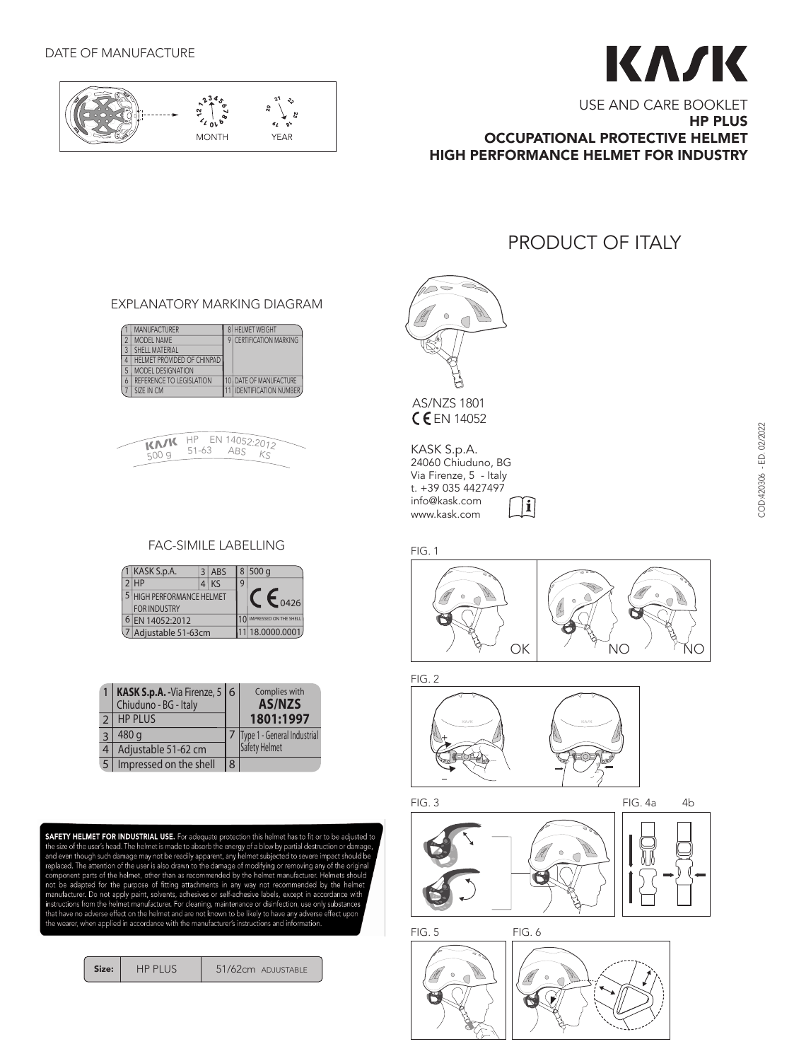DATE OF MANUFACTURE

MONTH

YEAR

# KASK

USE AND CARE BOOKLET
**HP PLUS**
**OCCUPATIONAL PROTECTIVE HELMET**
**HIGH PERFORMANCE HELMET FOR INDUSTRY**

## PRODUCT OF ITALY

AS/NZS 1801
CE EN 14052

KASK S.p.A.
24060 Chiuduno, BG
Via Firenze, 5 - Italy
t. +39 035 4427497
info@kask.com
www.kask.com

COD.420306 - ED. 02/2022

### EXPLANATORY MARKING DIAGRAM

| | | | |
|---|---|---|---|
| 1 | MANUFACTURER | 8 | HELMET WEIGHT |
| 2 | MODEL NAME | 9 | CERTIFICATION MARKING |
| 3 | SHELL MATERIAL | | |
| 4 | HELMET PROVIDED OF CHINPAD | | |
| 5 | MODEL DESIGNATION | | |
| 6 | REFERENCE TO LEGISLATION | 10 | DATE OF MANUFACTURE |
| 7 | SIZE IN CM | 11 | IDENTIFICATION NUMBER |

KASK HP EN 14052:2012
500 g 51-63 ABS KS

### FAC-SIMILE LABELLING

| | | | | | |
|---|---|---|---|---|---|
| 1 | KASK S.p.A. | 3 | ABS | 8 | 500 g |
| 2 | HP | 4 | KS | 9 | CE 0426 |
| 5 | HIGH PERFORMANCE HELMET FOR INDUSTRY | | | | |
| 6 | EN 14052:2012 | | | 10 | IMPRESSED ON THE SHELL |
| 7 | Adjustable 51-63cm | | | 11 | 18.0000.0001 |

| | | | |
|---|---|---|---|
| 1 | **KASK S.p.A.** -Via Firenze, 5 Chiuduno - BG - Italy | 6 | Complies with **AS/NZS 1801:1997** |
| 2 | HP PLUS | | |
| 3 | 480 g | 7 | Type 1 - General Industrial Safety Helmet |
| 4 | Adjustable 51-62 cm | | |
| 5 | Impressed on the shell | 8 | |

**SAFETY HELMET FOR INDUSTRIAL USE.** For adequate protection this helmet has to fit or to be adjusted to the size of the user's head. The helmet is made to absorb the energy of a blow by partial destruction or damage, and even though such damage may not be readily apparent, any helmet subjected to severe impact should be replaced. The attention of the user is also drawn to the damage of modifying or removing any of the original component parts of the helmet, other than as recommended by the helmet manufacturer. Helmets should not be adapted for the purpose of fitting attachments in any way not recommended by the helmet manufacturer. Do not apply paint, solvents, adhesives or self-adhesive labels, except in accordance with instructions from the helmet manufacturer. For cleaning, maintenance or disinfection, use only substances that have no adverse effect on the helmet and are not known to be likely to have any adverse effect upon the wearer, when applied in accordance with the manufacturer's instructions and information.

| Size: | HP PLUS | 51/62cm ADJUSTABLE |
|---|---|---|

FIG. 1

OK NO NO

FIG. 2

FIG. 3

FIG. 4a 4b

FIG. 5

FIG. 6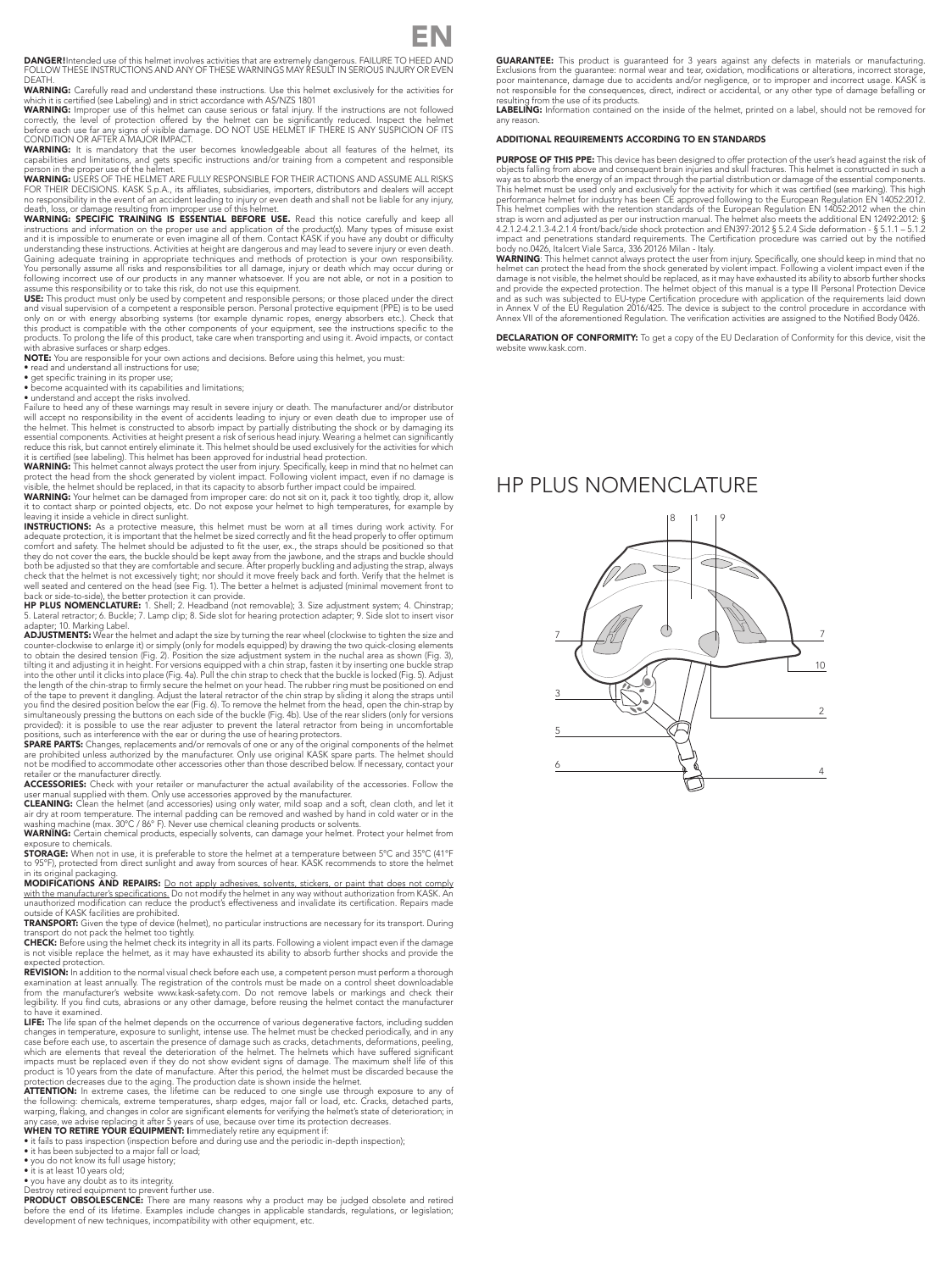# EN

**DANGER!** Intended use of this helmet involves activities that are extremely dangerous. FAILURE TO HEED AND FOLLOW THESE INSTRUCTIONS AND ANY OF THESE WARNINGS MAY RESULT IN SERIOUS INJURY OR EVEN DEATH.

**WARNING:** Carefully read and understand these instructions. Use this helmet exclusively for the activities for which it is certified (see Labeling) and in strict accordance with AS/NZS 1801

**WARNING:** Improper use of this helmet can cause serious or fatal injury. If the instructions are not followed correctly, the level of protection offered by the helmet can be significantly reduced. Inspect the helmet before each use for any signs of visible damage. DO NOT USE HELMET IF THERE IS ANY SUSPICION OF ITS CONDITION OR AFTER A MAJOR IMPACT.

**WARNING:** It is mandatory that the user becomes knowledgeable about all features of the helmet, its capabilities and limitations, and gets specific instructions and/or training from a competent and responsible person in the proper use of the helmet.

**WARNING:** USERS OF THE HELMET ARE FULLY RESPONSIBLE FOR THEIR ACTIONS AND ASSUME ALL RISKS FOR THEIR DECISIONS. KASK S.p.A., its affiliates, subsidiaries, importers, distributors and dealers will accept no responsibility in the event of an accident leading to injury or even death and shall not be liable for any injury, death, loss, or damage resulting from improper use of this helmet.

**WARNING: SPECIFIC TRAINING IS ESSENTIAL BEFORE USE.** Read this notice carefully and keep all instructions and information on the proper use and application of the product(s). Many types of misuse exist and it is impossible to enumerate or even imagine all of them. Contact KASK if you have any doubt or difficulty understanding these instructions. Activities at height are dangerous and may lead to severe injury or even death. Gaining adequate training in appropriate techniques and methods of protection is your own responsibility. You personally assume all risks and responsibilities tor all damage, injury or death which may occur during or following incorrect use of our products in any manner whatsoever. If you are not able, or not in a position to assume this responsibility or to take this risk, do not use this equipment.

**USE:** This product must only be used by competent and responsible persons; or those placed under the direct and visual supervision of a competent a responsible person. Personal protective equipment (PPE) is to be used only on or with energy absorbing systems (for example dynamic ropes, energy absorbers etc.). Check that this product is compatible with the other components of your equipment, see the instructions specific to the products. To prolong the life of this product, take care when transporting and using it. Avoid impacts, or contact with abrasive surfaces or sharp edges.

**NOTE:** You are responsible for your own actions and decisions. Before using this helmet, you must:

- read and understand all instructions for use;
- get specific training in its proper use;
- become acquainted with its capabilities and limitations;
- understand and accept the risks involved.

Failure to heed any of these warnings may result in severe injury or death. The manufacturer and/or distributor will accept no responsibility in the event of accidents leading to injury or even death due to improper use of the helmet. This helmet is constructed to absorb impact by partially distributing the shock or by damaging its essential components. Activities at height present a risk of serious head injury. Wearing a helmet can significantly reduce this risk, but cannot entirely eliminate it. This helmet should be used exclusively for the activities for which it is certified (see labeling). This helmet has been approved for industrial head protection.

**WARNING:** This helmet cannot always protect the user from injury. Specifically, keep in mind that no helmet can protect the head from the shock generated by violent impact. Following violent impact, even if no damage is visible, the helmet should be replaced, in that its capacity to absorb further impact could be impaired.

**WARNING:** Your helmet can be damaged from improper care: do not sit on it, pack it too tightly, drop it, allow it to contact sharp or pointed objects, etc. Do not expose your helmet to high temperatures, for example by leaving it inside a vehicle in direct sunlight.

**INSTRUCTIONS:** As a protective measure, this helmet must be worn at all times during work activity. For adequate protection, it is important that the helmet be sized correctly and fit the head properly to offer optimum comfort and safety. The helmet should be adjusted to fit the user, ex., the straps should be positioned so that they do not cover the ears, the buckle should be kept away from the jawbone, and the straps and buckle should both be adjusted so that they are comfortable and secure. After properly buckling and adjusting the strap, always check that the helmet is not excessively tight; nor should it move freely back and forth. Verify that the helmet is well seated and centered on the head (see Fig. 1). The better a helmet is adjusted (minimal movement front to back or side-to-side), the better protection it can provide.

**HP PLUS NOMENCLATURE:** 1. Shell; 2. Headband (not removable); 3. Size adjustment system; 4. Chinstrap; 5. Lateral retractor; 6. Buckle; 7. Lamp clip; 8. Side slot for hearing protection adapter; 9. Side slot to insert visor adapter; 10. Marking Label.

**ADJUSTMENTS:** Wear the helmet and adapt the size by turning the rear wheel (clockwise to tighten the size and counter-clockwise to enlarge it) or simply (only for models equipped) by drawing the two quick-closing elements to obtain the desired tension (Fig. 2). Position the size adjustment system in the nuchal area as shown (Fig. 3), tilting it and adjusting it in height. For versions equipped with a chin strap, fasten it by inserting one buckle strap into the other until it clicks into place (Fig. 4a). Pull the chin strap to check that the buckle is locked (Fig. 5). Adjust the length of the chin-strap to firmly secure the helmet on your head. The rubber ring must be positioned on end of the tape to prevent it dangling. Adjust the lateral retractor of the chin strap by sliding it along the straps until you find the desired position below the ear (Fig. 6). To remove the helmet from the head, open the chin-strap by simultaneously pressing the buttons on each side of the buckle (Fig. 4b). Use of the rear sliders (only for versions provided): it is possible to use the rear adjuster to prevent the lateral retractor from being in uncomfortable positions, such as interference with the ear or during the use of hearing protectors.

**SPARE PARTS:** Changes, replacements and/or removals of one or any of the original components of the helmet are prohibited unless authorized by the manufacturer. Only use original KASK spare parts. The helmet should not be modified to accommodate other accessories other than those described below. If necessary, contact your retailer or the manufacturer directly.

**ACCESSORIES:** Check with your retailer or manufacturer the actual availability of the accessories. Follow the user manual supplied with them. Only use accessories approved by the manufacturer.

**CLEANING:** Clean the helmet (and accessories) using only water, mild soap and a soft, clean cloth, and let it air dry at room temperature. The internal padding can be removed and washed by hand in cold water or in the washing machine (max. 30°C / 86° F). Never use chemical cleaning products or solvents.

**WARNING:** Certain chemical products, especially solvents, can damage your helmet. Protect your helmet from exposure to chemicals.

**STORAGE:** When not in use, it is preferable to store the helmet at a temperature between 5°C and 35°C (41°F to 95°F), protected from direct sunlight and away from sources of hear. KASK recommends to store the helmet in its original packaging.

**MODIFICATIONS AND REPAIRS:** Do not apply adhesives, solvents, stickers, or paint that does not comply with the manufacturer's specifications. Do not modify the helmet in any way without authorization from KASK. An unauthorized modification can reduce the product's effectiveness and invalidate its certification. Repairs made outside of KASK facilities are prohibited.

**TRANSPORT:** Given the type of device (helmet), no particular instructions are necessary for its transport. During transport do not pack the helmet too tightly.

**CHECK:** Before using the helmet check its integrity in all its parts. Following a violent impact even if the damage is not visible replace the helmet, as it may have exhausted its ability to absorb further shocks and provide the expected protection.

**REVISION:** In addition to the normal visual check before each use, a competent person must perform a thorough examination at least annually. The registration of the controls must be made on a control sheet downloadable from the manufacturer's website www.kask-safety.com. Do not remove labels or markings and check their legibility. If you find cuts, abrasions or any other damage, before reusing the helmet contact the manufacturer to have it examined.

**LIFE:** The life span of the helmet depends on the occurrence of various degenerative factors, including sudden changes in temperature, exposure to sunlight, intense use. The helmet must be checked periodically, and in any case before each use, to ascertain the presence of damage such as cracks, detachments, deformations, peeling, which are elements that reveal the deterioration of the helmet. The helmets which have suffered significant impacts must be replaced even if they do not show evident signs of damage. The maximum shelf life of this product is 10 years from the date of manufacture. After this period, the helmet must be discarded because the protection decreases due to the aging. The production date is shown inside the helmet.

**ATTENTION:** In extreme cases, the lifetime can be reduced to one single use through exposure to any of the following: chemicals, extreme temperatures, sharp edges, major fall or load, etc. Cracks, detached parts, warping, flaking, and changes in color are significant elements for verifying the helmet's state of deterioration; in any case, we advise replacing it after 5 years of use, because over time its protection decreases.

**WHEN TO RETIRE YOUR EQUIPMENT:** Iimmediately retire any equipment if:

- it fails to pass inspection (inspection before and during use and the periodic in-depth inspection);
- it has been subjected to a major fall or load;
- you do not know its full usage history;
- it is at least 10 years old;
- you have any doubt as to its integrity.

Destroy retired equipment to prevent further use.

**PRODUCT OBSOLESCENCE:** There are many reasons why a product may be judged obsolete and retired before the end of its lifetime. Examples include changes in applicable standards, regulations, or legislation; development of new techniques, incompatibility with other equipment, etc.

**GUARANTEE:** This product is guaranteed for 3 years against any defects in materials or manufacturing. Exclusions from the guarantee: normal wear and tear, oxidation, modifications or alterations, incorrect storage, poor maintenance, damage due to accidents and/or negligence, or to improper and incorrect usage. KASK is not responsible for the consequences, direct, indirect or accidental, or any other type of damage befalling or resulting from the use of its products.

**LABELING:** Information contained on the inside of the helmet, printed on a label, should not be removed for any reason.

**ADDITIONAL REQUIREMENTS ACCORDING TO EN STANDARDS**

**PURPOSE OF THIS PPE:** This device has been designed to offer protection of the user's head against the risk of objects falling from above and consequent brain injuries and skull fractures. This helmet is constructed in such a way as to absorb the energy of an impact through the partial distribution or damage of the essential components. This helmet must be used only and exclusively for the activity for which it was certified (see marking). This high performance helmet for industry has been CE approved following to the European Regulation EN 14052:2012. This helmet complies with the retention standards of the European Regulation EN 14052:2012 when the chin strap is worn and adjusted as per our instruction manual. The helmet also meets the additional EN 12492:2012: § 4.2.1.2-4.2.1.3-4.2.1.4 front/back/side shock protection and EN397:2012 § 5.2.4 Side deformation - § 5.1.1 – 5.1.2 impact and penetrations standard requirements. The Certification procedure was carried out by the notified body no.0426, Italcert Viale Sarca, 336 20126 Milan - Italy.

**WARNING:** This helmet cannot always protect the user from injury. Specifically, one should keep in mind that no helmet can protect the head from the shock generated by violent impact. Following a violent impact even if the damage is not visible, the helmet should be replaced, as it may have exhausted its ability to absorb further shocks and provide the expected protection. The helmet object of this manual is a type III Personal Protection Device and as such was subjected to EU-type Certification procedure with application of the requirements laid down in Annex V of the EU Regulation 2016/425. The device is subject to the control procedure in accordance with Annex VII of the aforementioned Regulation. The verification activities are assigned to the Notified Body 0426.

**DECLARATION OF CONFORMITY:** To get a copy of the EU Declaration of Conformity for this device, visit the website www.kask.com.

## HP PLUS NOMENCLATURE

8 1 9

7 7

10

3

2

5

6 4